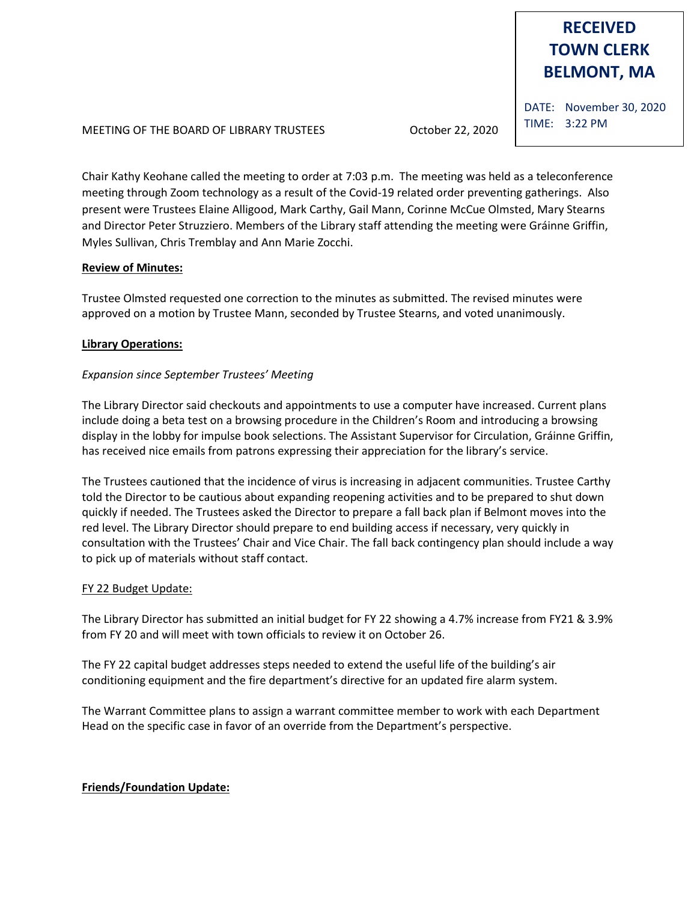**RECEIVED**
**TOWN CLERK**
**BELMONT, MA**

DATE: November 30, 2020
TIME: 3:22 PM

MEETING OF THE BOARD OF LIBRARY TRUSTEES October 22, 2020

Chair Kathy Keohane called the meeting to order at 7:03 p.m. The meeting was held as a teleconference meeting through Zoom technology as a result of the Covid-19 related order preventing gatherings. Also present were Trustees Elaine Alligood, Mark Carthy, Gail Mann, Corinne McCue Olmsted, Mary Stearns and Director Peter Struzziero. Members of the Library staff attending the meeting were Gráinne Griffin, Myles Sullivan, Chris Tremblay and Ann Marie Zocchi.

**Review of Minutes:**

Trustee Olmsted requested one correction to the minutes as submitted. The revised minutes were approved on a motion by Trustee Mann, seconded by Trustee Stearns, and voted unanimously.

**Library Operations:**

*Expansion since September Trustees' Meeting*

The Library Director said checkouts and appointments to use a computer have increased. Current plans include doing a beta test on a browsing procedure in the Children's Room and introducing a browsing display in the lobby for impulse book selections. The Assistant Supervisor for Circulation, Gráinne Griffin, has received nice emails from patrons expressing their appreciation for the library's service.

The Trustees cautioned that the incidence of virus is increasing in adjacent communities. Trustee Carthy told the Director to be cautious about expanding reopening activities and to be prepared to shut down quickly if needed. The Trustees asked the Director to prepare a fall back plan if Belmont moves into the red level. The Library Director should prepare to end building access if necessary, very quickly in consultation with the Trustees' Chair and Vice Chair. The fall back contingency plan should include a way to pick up of materials without staff contact.

FY 22 Budget Update:

The Library Director has submitted an initial budget for FY 22 showing a 4.7% increase from FY21 & 3.9% from FY 20 and will meet with town officials to review it on October 26.

The FY 22 capital budget addresses steps needed to extend the useful life of the building's air conditioning equipment and the fire department's directive for an updated fire alarm system.

The Warrant Committee plans to assign a warrant committee member to work with each Department Head on the specific case in favor of an override from the Department's perspective.

**Friends/Foundation Update:**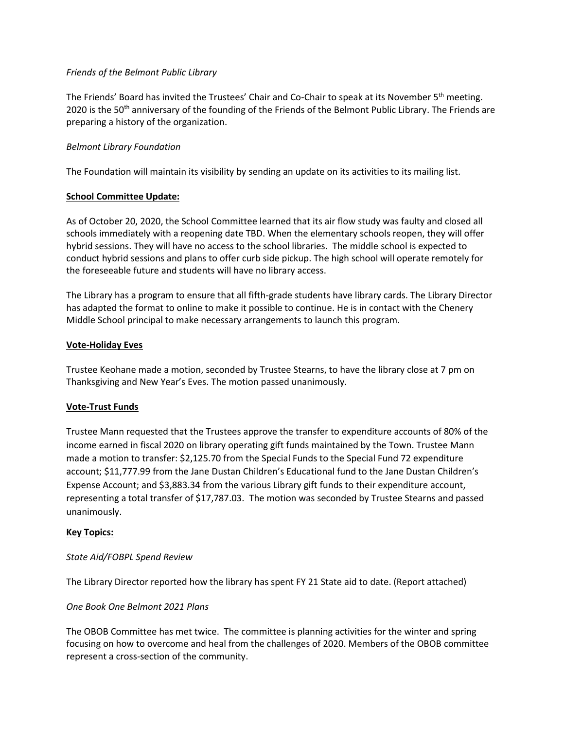*Friends of the Belmont Public Library*

The Friends' Board has invited the Trustees' Chair and Co-Chair to speak at its November 5th meeting. 2020 is the 50th anniversary of the founding of the Friends of the Belmont Public Library. The Friends are preparing a history of the organization.

*Belmont Library Foundation*

The Foundation will maintain its visibility by sending an update on its activities to its mailing list.

**School Committee Update:**

As of October 20, 2020, the School Committee learned that its air flow study was faulty and closed all schools immediately with a reopening date TBD. When the elementary schools reopen, they will offer hybrid sessions. They will have no access to the school libraries. The middle school is expected to conduct hybrid sessions and plans to offer curb side pickup. The high school will operate remotely for the foreseeable future and students will have no library access.

The Library has a program to ensure that all fifth-grade students have library cards. The Library Director has adapted the format to online to make it possible to continue. He is in contact with the Chenery Middle School principal to make necessary arrangements to launch this program.

**Vote-Holiday Eves**

Trustee Keohane made a motion, seconded by Trustee Stearns, to have the library close at 7 pm on Thanksgiving and New Year's Eves. The motion passed unanimously.

**Vote-Trust Funds**

Trustee Mann requested that the Trustees approve the transfer to expenditure accounts of 80% of the income earned in fiscal 2020 on library operating gift funds maintained by the Town. Trustee Mann made a motion to transfer: $2,125.70 from the Special Funds to the Special Fund 72 expenditure account; $11,777.99 from the Jane Dustan Children's Educational fund to the Jane Dustan Children's Expense Account; and $3,883.34 from the various Library gift funds to their expenditure account, representing a total transfer of $17,787.03. The motion was seconded by Trustee Stearns and passed unanimously.

**Key Topics:**

*State Aid/FOBPL Spend Review*

The Library Director reported how the library has spent FY 21 State aid to date. (Report attached)

*One Book One Belmont 2021 Plans*

The OBOB Committee has met twice. The committee is planning activities for the winter and spring focusing on how to overcome and heal from the challenges of 2020. Members of the OBOB committee represent a cross-section of the community.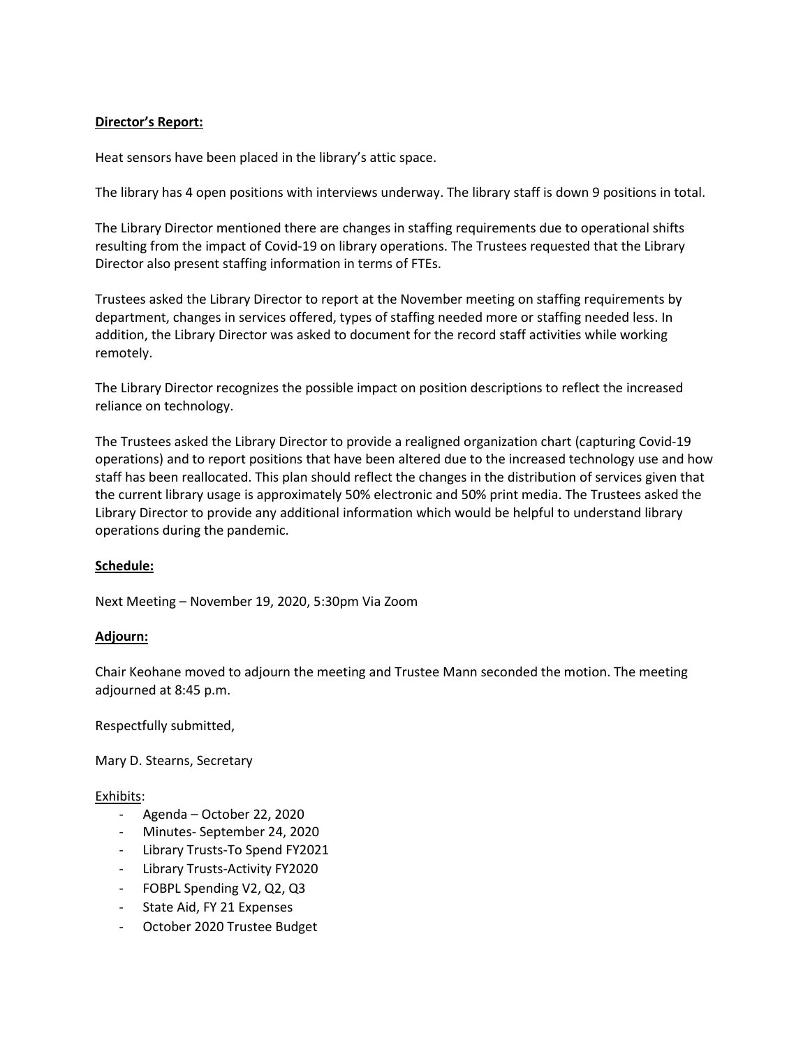**Director's Report:**

Heat sensors have been placed in the library's attic space.

The library has 4 open positions with interviews underway. The library staff is down 9 positions in total.

The Library Director mentioned there are changes in staffing requirements due to operational shifts resulting from the impact of Covid-19 on library operations. The Trustees requested that the Library Director also present staffing information in terms of FTEs.

Trustees asked the Library Director to report at the November meeting on staffing requirements by department, changes in services offered, types of staffing needed more or staffing needed less. In addition, the Library Director was asked to document for the record staff activities while working remotely.

The Library Director recognizes the possible impact on position descriptions to reflect the increased reliance on technology.

The Trustees asked the Library Director to provide a realigned organization chart (capturing Covid-19 operations) and to report positions that have been altered due to the increased technology use and how staff has been reallocated. This plan should reflect the changes in the distribution of services given that the current library usage is approximately 50% electronic and 50% print media. The Trustees asked the Library Director to provide any additional information which would be helpful to understand library operations during the pandemic.

**Schedule:**

Next Meeting – November 19, 2020, 5:30pm Via Zoom

**Adjourn:**

Chair Keohane moved to adjourn the meeting and Trustee Mann seconded the motion. The meeting adjourned at 8:45 p.m.

Respectfully submitted,

Mary D. Stearns, Secretary

Exhibits:

- Agenda – October 22, 2020
- Minutes- September 24, 2020
- Library Trusts-To Spend FY2021
- Library Trusts-Activity FY2020
- FOBPL Spending V2, Q2, Q3
- State Aid, FY 21 Expenses
- October 2020 Trustee Budget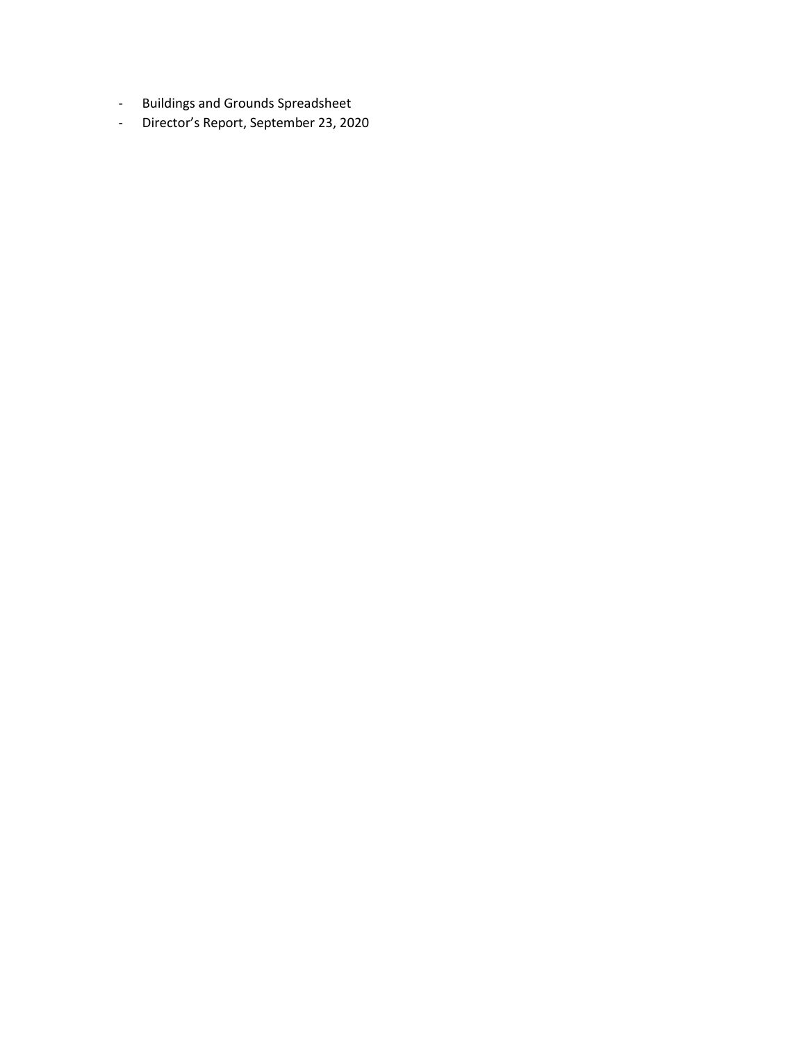- Buildings and Grounds Spreadsheet
- Director's Report, September 23, 2020